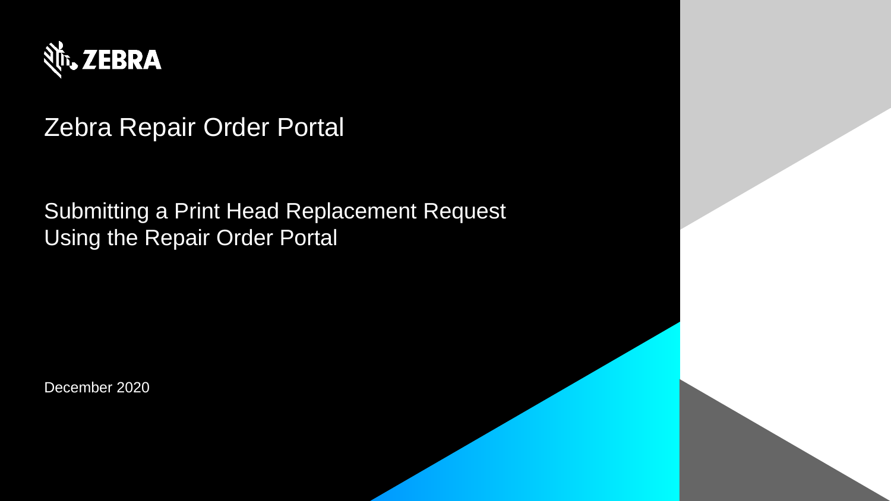ZEBRA

# Zebra Repair Order Portal

## Submitting a Print Head Replacement Request Using the Repair Order Portal

December 2020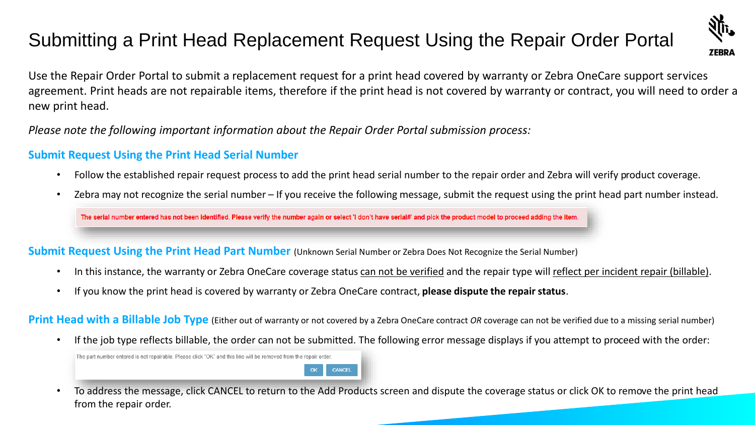# Submitting a Print Head Replacement Request Using the Repair Order Portal

Use the Repair Order Portal to submit a replacement request for a print head covered by warranty or Zebra OneCare support services agreement. Print heads are not repairable items, therefore if the print head is not covered by warranty or contract, you will need to order a new print head.

*Please note the following important information about the Repair Order Portal submission process:*

## Submit Request Using the Print Head Serial Number

- Follow the established repair request process to add the print head serial number to the repair order and Zebra will verify product coverage.
- Zebra may not recognize the serial number – If you receive the following message, submit the request using the print head part number instead.

The serial number entered has not been identified. Please verify the number again or select 'I don't have serial#' and pick the product model to proceed adding the item.

## Submit Request Using the Print Head Part Number (Unknown Serial Number or Zebra Does Not Recognize the Serial Number)

- In this instance, the warranty or Zebra OneCare coverage status can not be verified and the repair type will reflect per incident repair (billable).
- If you know the print head is covered by warranty or Zebra OneCare contract, **please dispute the repair status**.

## Print Head with a Billable Job Type (Either out of warranty or not covered by a Zebra OneCare contract *OR* coverage can not be verified due to a missing serial number)

- If the job type reflects billable, the order can not be submitted. The following error message displays if you attempt to proceed with the order:

The part number entered is not repairable. Please click "OK" and this line will be removed from the repair order.

OK CANCEL

- To address the message, click CANCEL to return to the Add Products screen and dispute the coverage status or click OK to remove the print head from the repair order.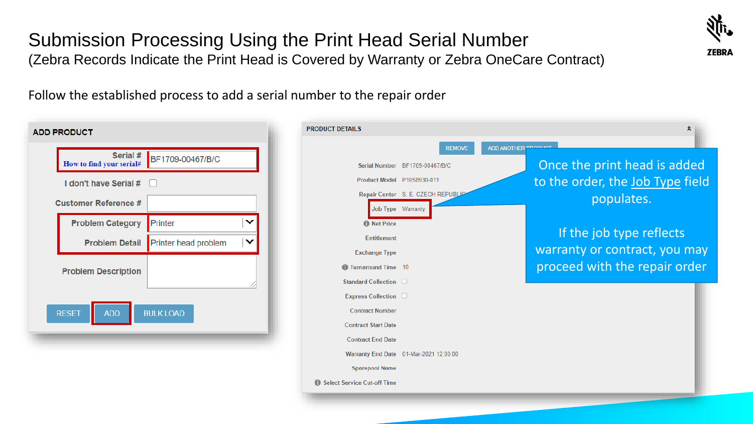# Submission Processing Using the Print Head Serial Number

(Zebra Records Indicate the Print Head is Covered by Warranty or Zebra OneCare Contract)

Follow the established process to add a serial number to the repair order

**ADD PRODUCT**

| Field | Value |
|---|---|
| Serial # (How to find your serial#) | BF1709-00467/B/C |
| I don't have Serial # | ☐ |
| Customer Reference # | |
| Problem Category | Printer |
| Problem Detail | Printer head problem |
| Problem Description | |

RESET | ADD | BULK LOAD

**PRODUCT DETAILS**

REMOVE | ADD ANOTHER PRODUCT

| Field | Value |
|---|---|
| Serial Number | BF1709-00467/B/C |
| Product Model | P1058930-011 |
| Repair Center | S. E. CZECH REPUBLIC |
| Job Type | Warranty |
| Net Price | |
| Entitlement | |
| Exchange Type | |
| Turnaround Time | 10 |
| Standard Collection | ☐ |
| Express Collection | ☐ |
| Contract Number | |
| Contract Start Date | |
| Contract End Date | |
| Warranty End Date | 01-Mar-2021 12:00:00 |
| Sparepool Name | |
| Select Service Cut-off Time | |

Once the print head is added to the order, the Job Type field populates.

If the job type reflects warranty or contract, you may proceed with the repair order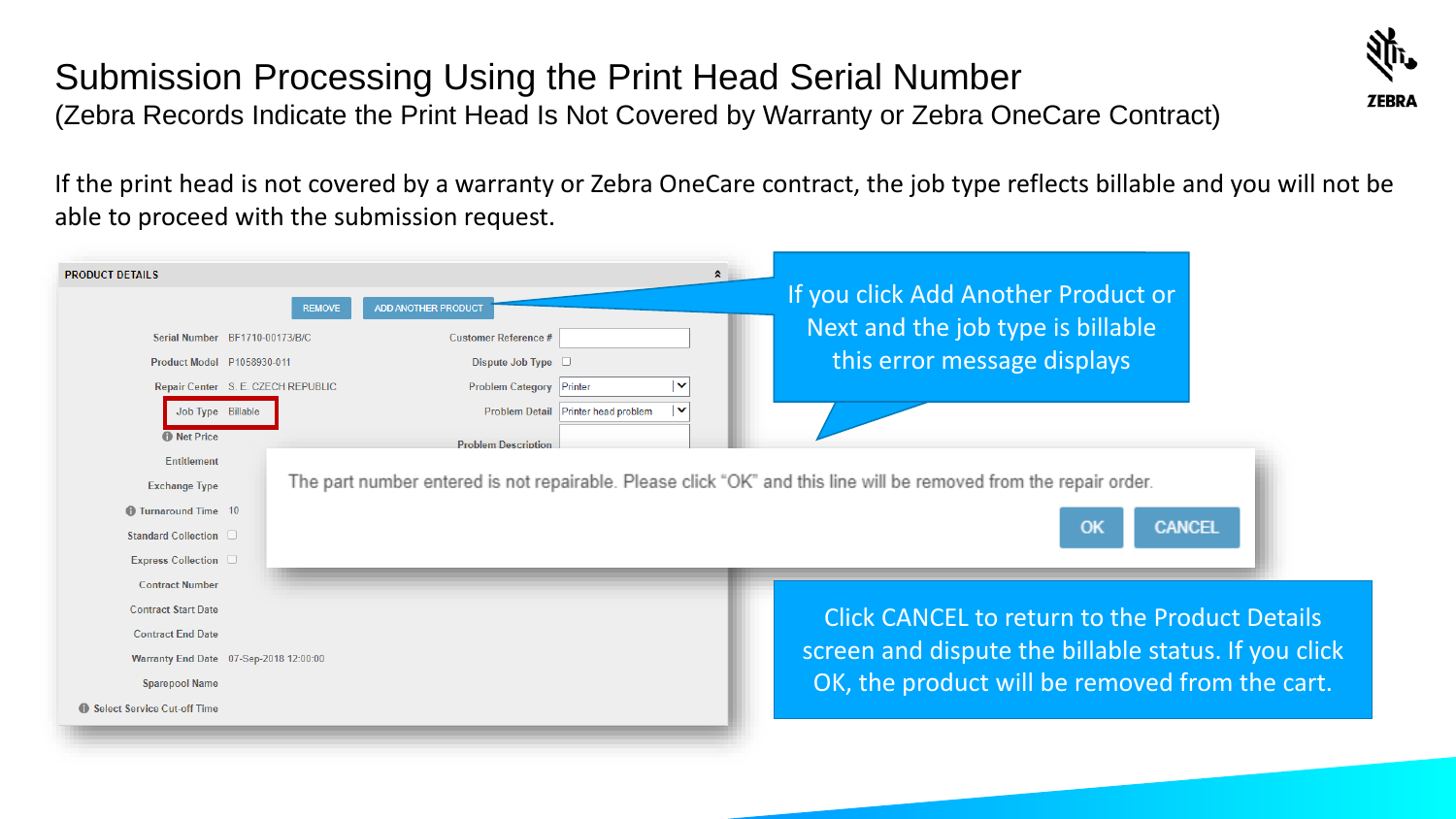# Submission Processing Using the Print Head Serial Number

(Zebra Records Indicate the Print Head Is Not Covered by Warranty or Zebra OneCare Contract)

If the print head is not covered by a warranty or Zebra OneCare contract, the job type reflects billable and you will not be able to proceed with the submission request.

PRODUCT DETAILS

REMOVE | ADD ANOTHER PRODUCT

| Field | Value | Field | Value |
|---|---|---|---|
| Serial Number | BF1710-00173/B/C | Customer Reference # | |
| Product Model | P1058930-011 | Dispute Job Type | ☐ |
| Repair Center | S. E. CZECH REPUBLIC | Problem Category | Printer |
| Job Type | Billable | Problem Detail | Printer head problem |
| Net Price | | Problem Description | |
| Entitlement | | | |
| Exchange Type | | | |
| Turnaround Time | 10 | | |
| Standard Collection | ☐ | | |
| Express Collection | ☐ | | |
| Contract Number | | | |
| Contract Start Date | | | |
| Contract End Date | | | |
| Warranty End Date | 07-Sep-2018 12:00:00 | | |
| Sparepool Name | | | |
| Select Service Cut-off Time | | | |

The part number entered is not repairable. Please click "OK" and this line will be removed from the repair order.

OK | CANCEL

If you click Add Another Product or Next and the job type is billable this error message displays

Click CANCEL to return to the Product Details screen and dispute the billable status. If you click OK, the product will be removed from the cart.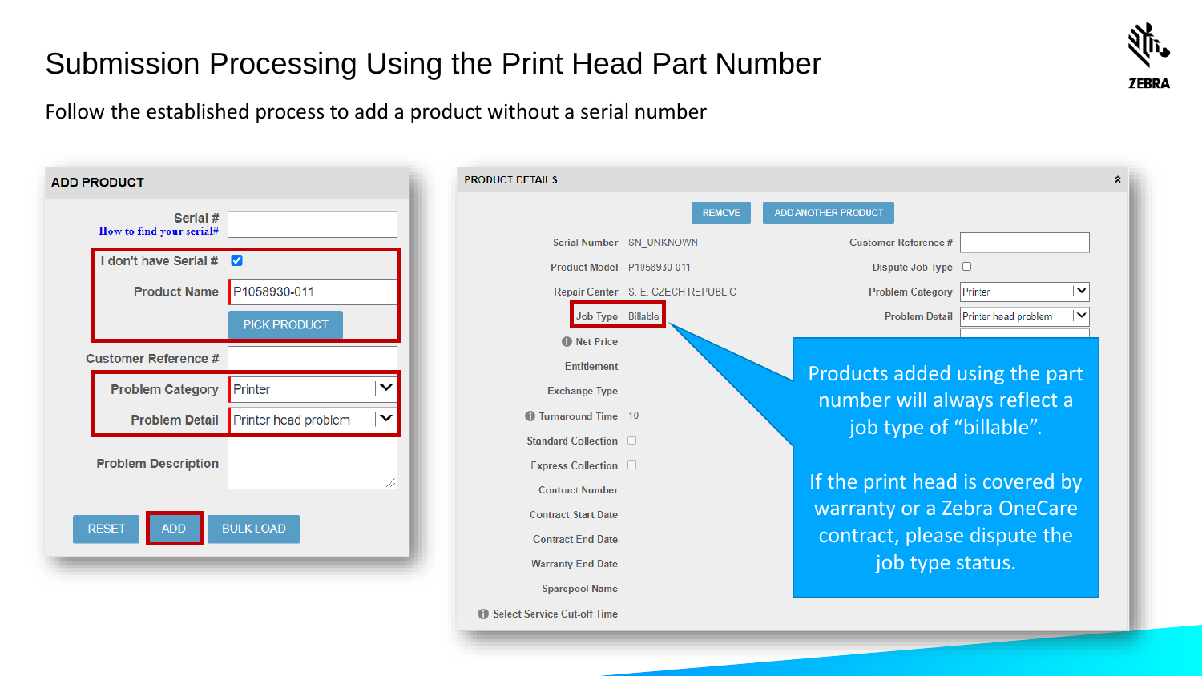# Submission Processing Using the Print Head Part Number

Follow the established process to add a product without a serial number

**ADD PRODUCT**

| Field | Value |
| --- | --- |
| Serial # (How to find your serial#) | |
| I don't have Serial # | ☑ |
| Product Name | P1058930-011 |
| | PICK PRODUCT |
| Customer Reference # | |
| Problem Category | Printer |
| Problem Detail | Printer head problem |
| Problem Description | |

RESET | ADD | BULK LOAD

**PRODUCT DETAILS**

REMOVE | ADD ANOTHER PRODUCT

| Field | Value |
| --- | --- |
| Serial Number | SN_UNKNOWN |
| Product Model | P1058930-011 |
| Repair Center | S. E. CZECH REPUBLIC |
| Job Type | Billable |
| Net Price | |
| Entitlement | |
| Exchange Type | |
| Turnaround Time | 10 |
| Standard Collection | ☐ |
| Express Collection | ☐ |
| Contract Number | |
| Contract Start Date | |
| Contract End Date | |
| Warranty End Date | |
| Sparepool Name | |
| Select Service Cut-off Time | |

| Field | Value |
| --- | --- |
| Customer Reference # | |
| Dispute Job Type | ☐ |
| Problem Category | Printer |
| Problem Detail | Printer head problem |

Products added using the part number will always reflect a job type of "billable".

If the print head is covered by warranty or a Zebra OneCare contract, please dispute the job type status.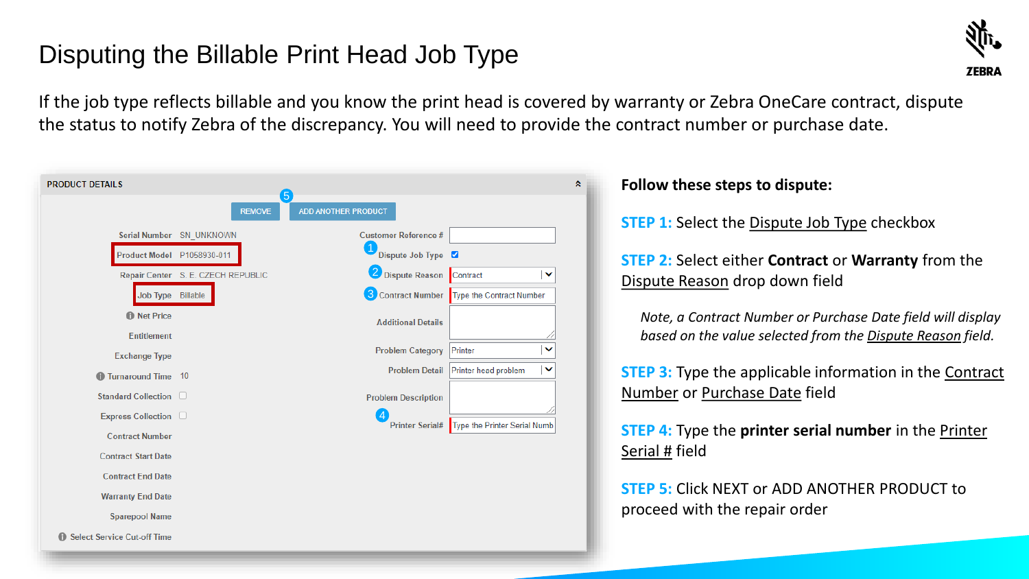# Disputing the Billable Print Head Job Type

If the job type reflects billable and you know the print head is covered by warranty or Zebra OneCare contract, dispute the status to notify Zebra of the discrepancy. You will need to provide the contract number or purchase date.

PRODUCT DETAILS

5 REMOVE | ADD ANOTHER PRODUCT

| | | | |
|---|---|---|---|
| Serial Number | SN_UNKNOWN | Customer Reference # | |
| Product Model | P1058930-011 | 1 Dispute Job Type | ☑ |
| Repair Center | S. E. CZECH REPUBLIC | 2 Dispute Reason | Contract |
| Job Type | Billable | 3 Contract Number | Type the Contract Number |
| Net Price | | Additional Details | |
| Entitlement | | | |
| Exchange Type | | Problem Category | Printer |
| Turnaround Time | 10 | Problem Detail | Printer head problem |
| Standard Collection | ☐ | | |
| Express Collection | ☐ | Problem Description | |
| Contract Number | | 4 Printer Serial# | Type the Printer Serial Numb |
| Contract Start Date | | | |
| Contract End Date | | | |
| Warranty End Date | | | |
| Sparepool Name | | | |
| Select Service Cut-off Time | | | |

**Follow these steps to dispute:**

**STEP 1:** Select the Dispute Job Type checkbox

**STEP 2:** Select either **Contract** or **Warranty** from the Dispute Reason drop down field

*Note, a Contract Number or Purchase Date field will display based on the value selected from the Dispute Reason field.*

**STEP 3:** Type the applicable information in the Contract Number or Purchase Date field

**STEP 4:** Type the **printer serial number** in the Printer Serial # field

**STEP 5:** Click NEXT or ADD ANOTHER PRODUCT to proceed with the repair order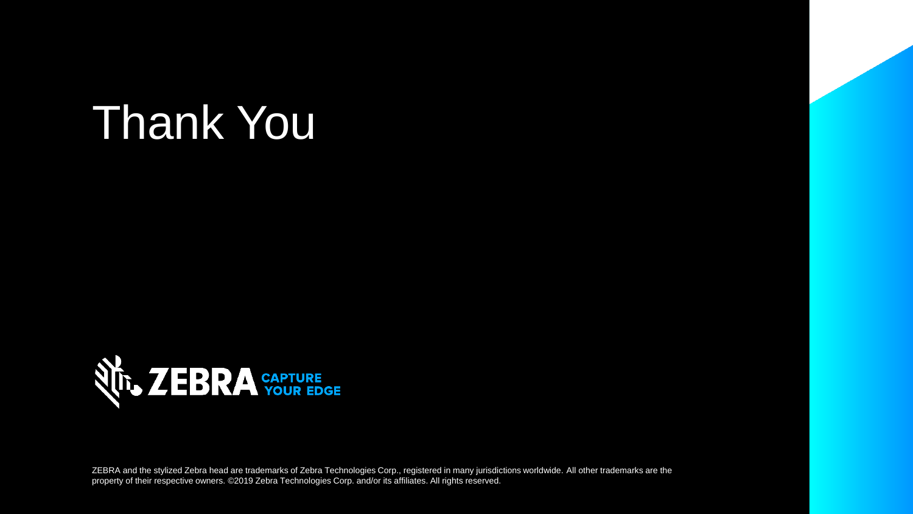# Thank You

ZEBRA CAPTURE YOUR EDGE

ZEBRA and the stylized Zebra head are trademarks of Zebra Technologies Corp., registered in many jurisdictions worldwide. All other trademarks are the property of their respective owners. ©2019 Zebra Technologies Corp. and/or its affiliates. All rights reserved.